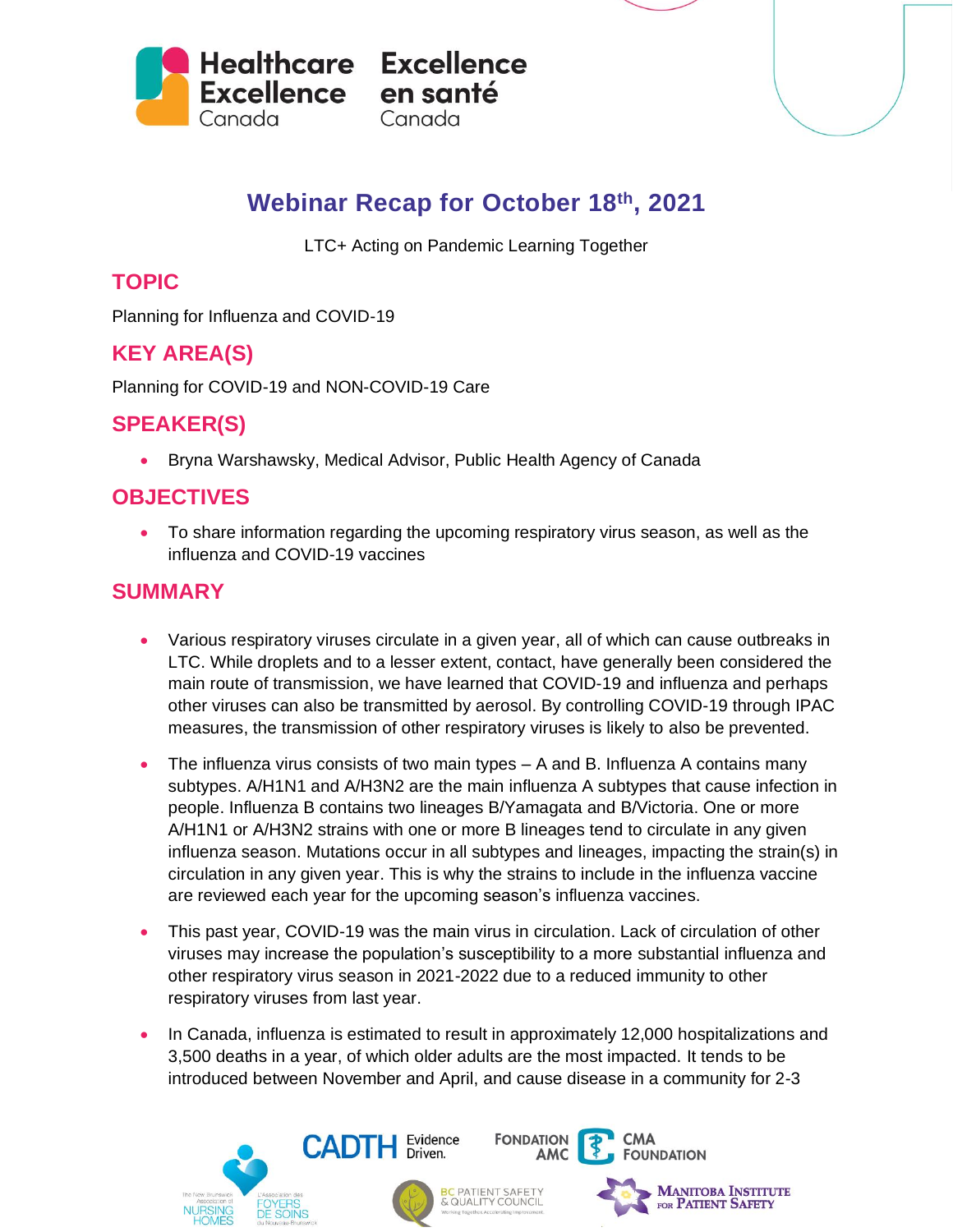# Webinar Recap for October 18th, 2021

LTC+ Acting on Pandemic Learning Together

## TOPIC

Planning for Influenza and COVID-19

## KEY AREA(S)

Planning for COVID-19 and NON-COVID-19 Care

## SPEAKER(S)

- Bryna Warshawsky, Medical Advisor, Public Health Agency of Canada

## OBJECTIVES

- To share information regarding the upcoming respiratory virus season, as well as the influenza and COVID-19 vaccines

## SUMMARY

- Various respiratory viruses circulate in a given year, all of which can cause outbreaks in LTC. While droplets and to a lesser extent, contact, have generally been considered the main route of transmission, we have learned that COVID-19 and influenza and perhaps other viruses can also be transmitted by aerosol. By controlling COVID-19 through IPAC measures, the transmission of other respiratory viruses is likely to also be prevented.
- The influenza virus consists of two main types – A and B. Influenza A contains many subtypes. A/H1N1 and A/H3N2 are the main influenza A subtypes that cause infection in people. Influenza B contains two lineages B/Yamagata and B/Victoria. One or more A/H1N1 or A/H3N2 strains with one or more B lineages tend to circulate in any given influenza season. Mutations occur in all subtypes and lineages, impacting the strain(s) in circulation in any given year. This is why the strains to include in the influenza vaccine are reviewed each year for the upcoming season's influenza vaccines.
- This past year, COVID-19 was the main virus in circulation. Lack of circulation of other viruses may increase the population's susceptibility to a more substantial influenza and other respiratory virus season in 2021-2022 due to a reduced immunity to other respiratory viruses from last year.
- In Canada, influenza is estimated to result in approximately 12,000 hospitalizations and 3,500 deaths in a year, of which older adults are the most impacted. It tends to be introduced between November and April, and cause disease in a community for 2-3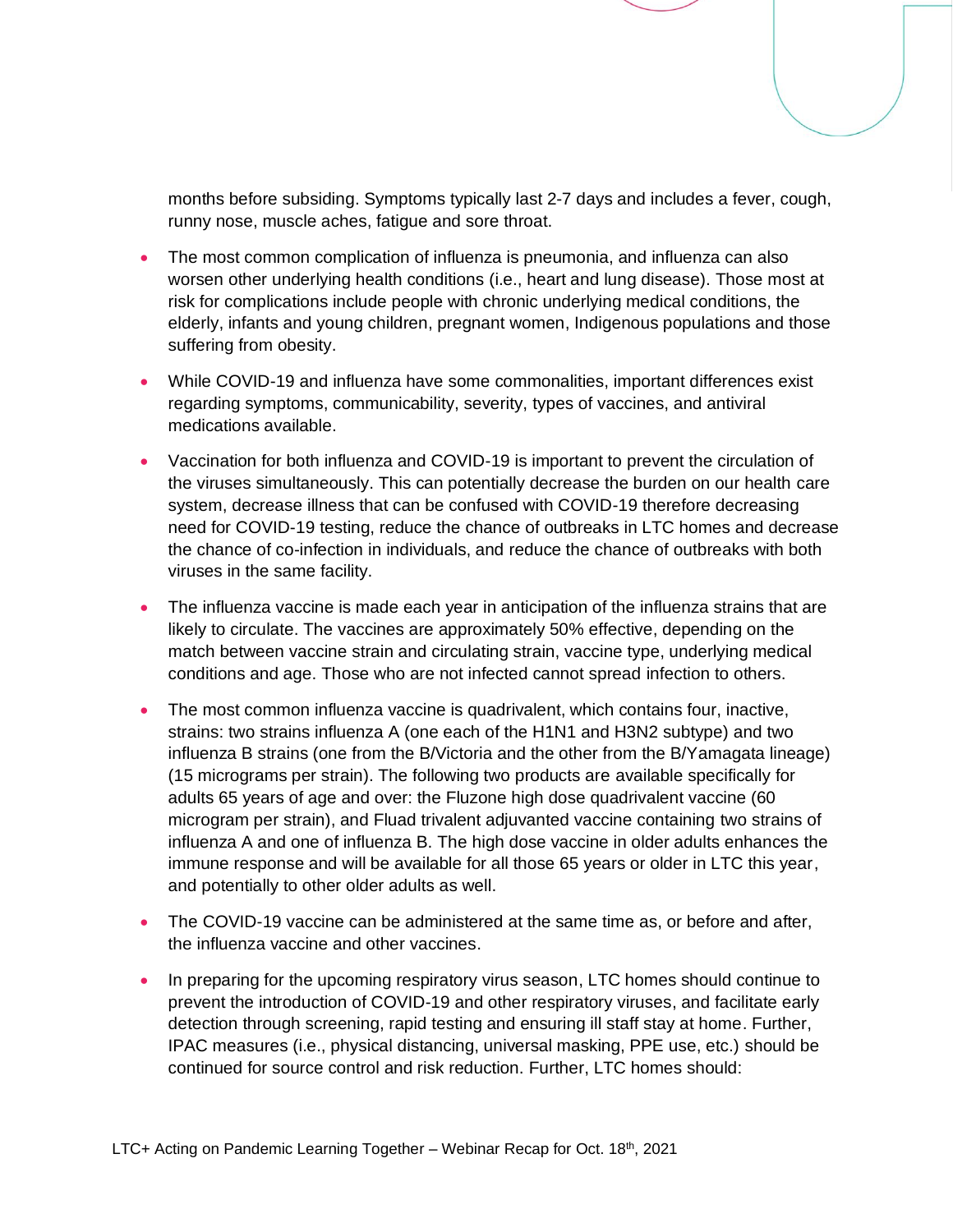months before subsiding. Symptoms typically last 2-7 days and includes a fever, cough, runny nose, muscle aches, fatigue and sore throat.

- The most common complication of influenza is pneumonia, and influenza can also worsen other underlying health conditions (i.e., heart and lung disease). Those most at risk for complications include people with chronic underlying medical conditions, the elderly, infants and young children, pregnant women, Indigenous populations and those suffering from obesity.
- While COVID-19 and influenza have some commonalities, important differences exist regarding symptoms, communicability, severity, types of vaccines, and antiviral medications available.
- Vaccination for both influenza and COVID-19 is important to prevent the circulation of the viruses simultaneously. This can potentially decrease the burden on our health care system, decrease illness that can be confused with COVID-19 therefore decreasing need for COVID-19 testing, reduce the chance of outbreaks in LTC homes and decrease the chance of co-infection in individuals, and reduce the chance of outbreaks with both viruses in the same facility.
- The influenza vaccine is made each year in anticipation of the influenza strains that are likely to circulate. The vaccines are approximately 50% effective, depending on the match between vaccine strain and circulating strain, vaccine type, underlying medical conditions and age. Those who are not infected cannot spread infection to others.
- The most common influenza vaccine is quadrivalent, which contains four, inactive, strains: two strains influenza A (one each of the H1N1 and H3N2 subtype) and two influenza B strains (one from the B/Victoria and the other from the B/Yamagata lineage) (15 micrograms per strain). The following two products are available specifically for adults 65 years of age and over: the Fluzone high dose quadrivalent vaccine (60 microgram per strain), and Fluad trivalent adjuvanted vaccine containing two strains of influenza A and one of influenza B. The high dose vaccine in older adults enhances the immune response and will be available for all those 65 years or older in LTC this year, and potentially to other older adults as well.
- The COVID-19 vaccine can be administered at the same time as, or before and after, the influenza vaccine and other vaccines.
- In preparing for the upcoming respiratory virus season, LTC homes should continue to prevent the introduction of COVID-19 and other respiratory viruses, and facilitate early detection through screening, rapid testing and ensuring ill staff stay at home. Further, IPAC measures (i.e., physical distancing, universal masking, PPE use, etc.) should be continued for source control and risk reduction. Further, LTC homes should: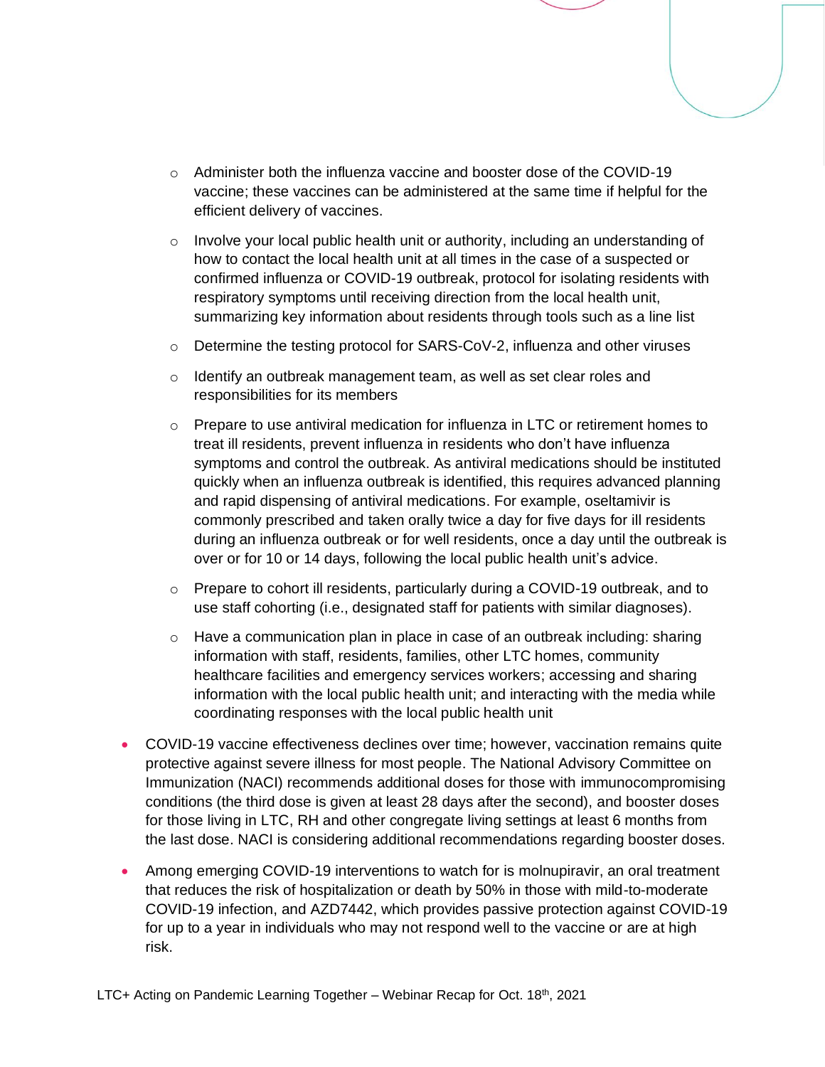- Administer both the influenza vaccine and booster dose of the COVID-19 vaccine; these vaccines can be administered at the same time if helpful for the efficient delivery of vaccines.
  - Involve your local public health unit or authority, including an understanding of how to contact the local health unit at all times in the case of a suspected or confirmed influenza or COVID-19 outbreak, protocol for isolating residents with respiratory symptoms until receiving direction from the local health unit, summarizing key information about residents through tools such as a line list
  - Determine the testing protocol for SARS-CoV-2, influenza and other viruses
  - Identify an outbreak management team, as well as set clear roles and responsibilities for its members
  - Prepare to use antiviral medication for influenza in LTC or retirement homes to treat ill residents, prevent influenza in residents who don't have influenza symptoms and control the outbreak. As antiviral medications should be instituted quickly when an influenza outbreak is identified, this requires advanced planning and rapid dispensing of antiviral medications. For example, oseltamivir is commonly prescribed and taken orally twice a day for five days for ill residents during an influenza outbreak or for well residents, once a day until the outbreak is over or for 10 or 14 days, following the local public health unit's advice.
  - Prepare to cohort ill residents, particularly during a COVID-19 outbreak, and to use staff cohorting (i.e., designated staff for patients with similar diagnoses).
  - Have a communication plan in place in case of an outbreak including: sharing information with staff, residents, families, other LTC homes, community healthcare facilities and emergency services workers; accessing and sharing information with the local public health unit; and interacting with the media while coordinating responses with the local public health unit

- COVID-19 vaccine effectiveness declines over time; however, vaccination remains quite protective against severe illness for most people. The National Advisory Committee on Immunization (NACI) recommends additional doses for those with immunocompromising conditions (the third dose is given at least 28 days after the second), and booster doses for those living in LTC, RH and other congregate living settings at least 6 months from the last dose. NACI is considering additional recommendations regarding booster doses.
- Among emerging COVID-19 interventions to watch for is molnupiravir, an oral treatment that reduces the risk of hospitalization or death by 50% in those with mild-to-moderate COVID-19 infection, and AZD7442, which provides passive protection against COVID-19 for up to a year in individuals who may not respond well to the vaccine or are at high risk.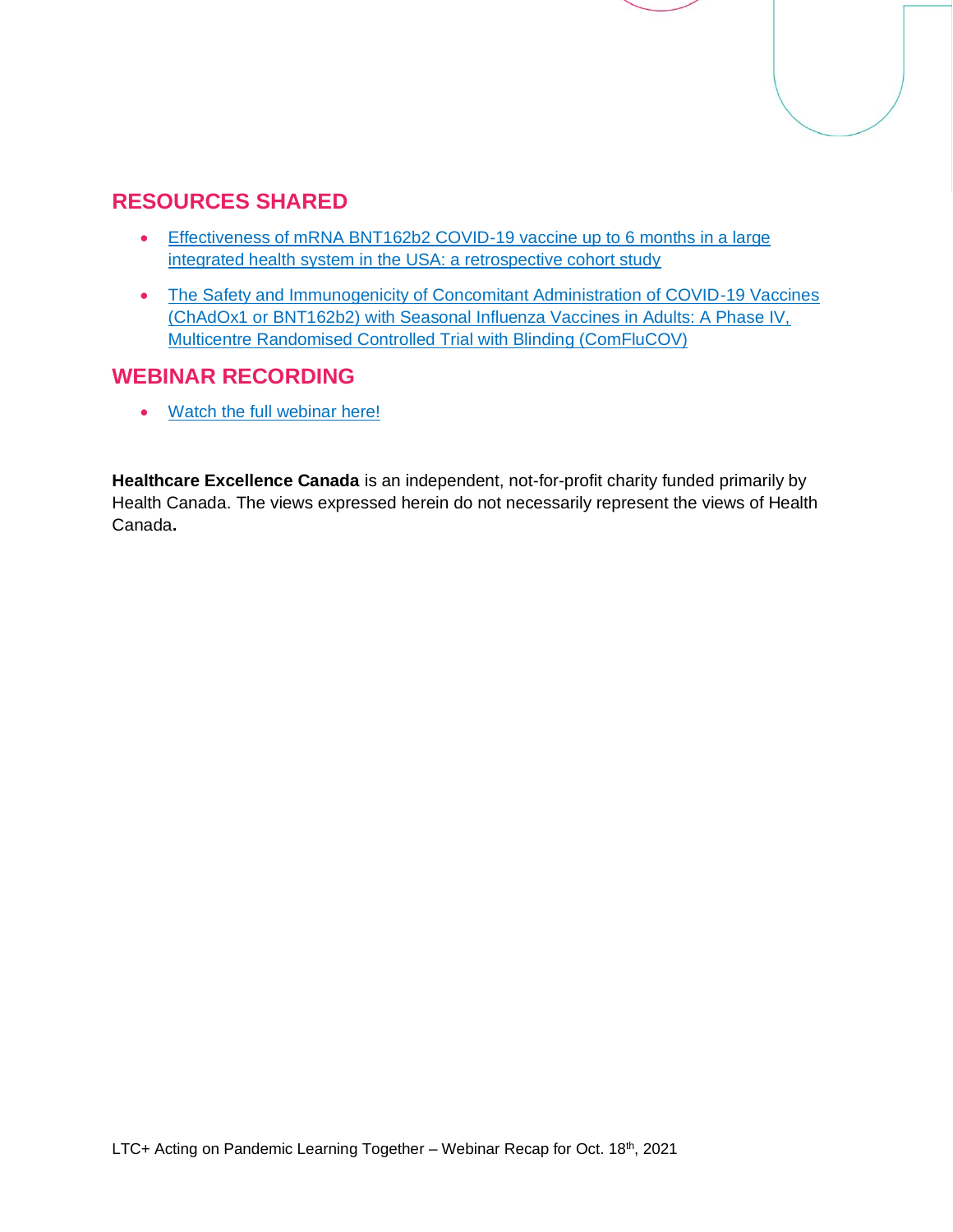## RESOURCES SHARED

- Effectiveness of mRNA BNT162b2 COVID-19 vaccine up to 6 months in a large integrated health system in the USA: a retrospective cohort study
- The Safety and Immunogenicity of Concomitant Administration of COVID-19 Vaccines (ChAdOx1 or BNT162b2) with Seasonal Influenza Vaccines in Adults: A Phase IV, Multicentre Randomised Controlled Trial with Blinding (ComFluCOV)

## WEBINAR RECORDING

- Watch the full webinar here!

**Healthcare Excellence Canada** is an independent, not-for-profit charity funded primarily by Health Canada. The views expressed herein do not necessarily represent the views of Health Canada**.**